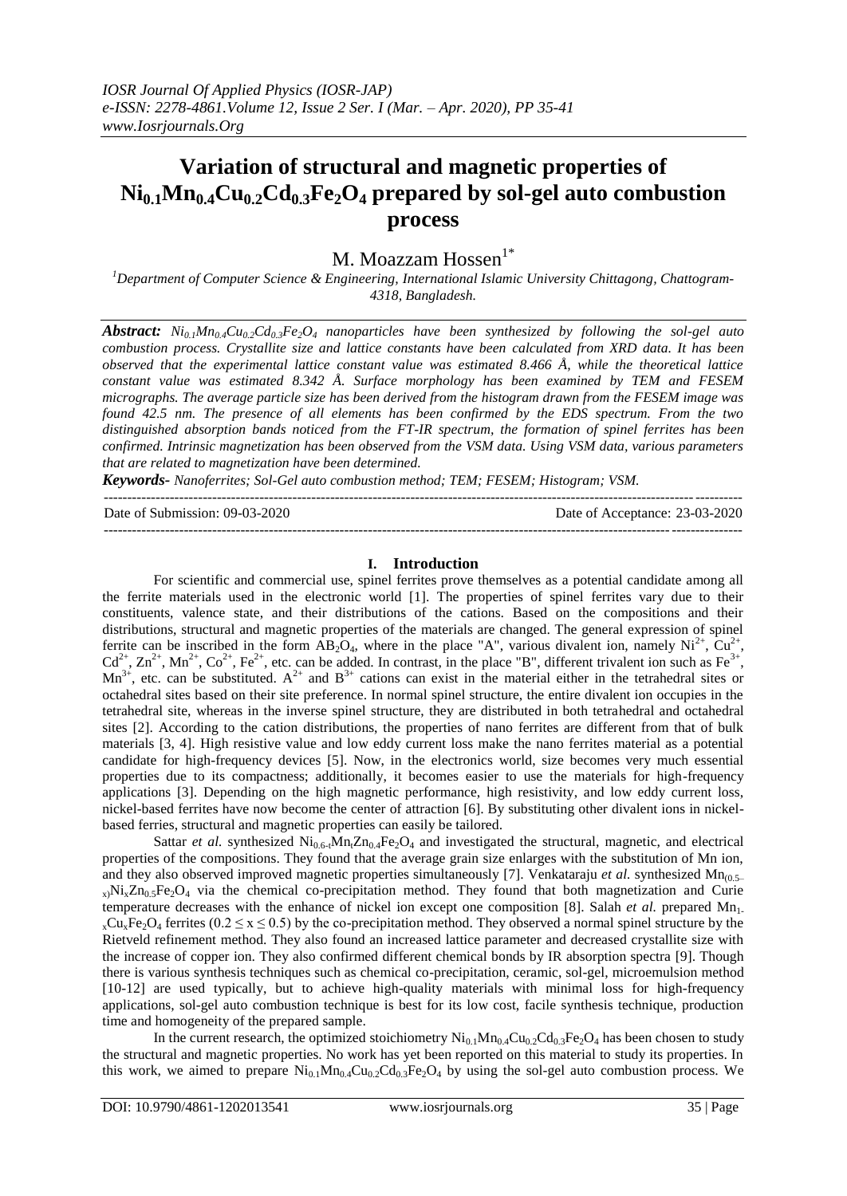# Variation of structural and magnetic properties of $Ni_{0.1}Mn_{0.4}Cu_{0.2}Cd_{0.3}Fe_2O_4$ prepared by sol-gel auto combustion process

M. Moazzam Hossen[1*]

[1]*Department of Computer Science & Engineering, International Islamic University Chittagong, Chattogram-4318, Bangladesh.*

***Abstract:*** *$Ni_{0.1}Mn_{0.4}Cu_{0.2}Cd_{0.3}Fe_2O_4$ nanoparticles have been synthesized by following the sol-gel auto combustion process. Crystallite size and lattice constants have been calculated from XRD data. It has been observed that the experimental lattice constant value was estimated 8.466 Å, while the theoretical lattice constant value was estimated 8.342 Å. Surface morphology has been examined by TEM and FESEM micrographs. The average particle size has been derived from the histogram drawn from the FESEM image was found 42.5 nm. The presence of all elements has been confirmed by the EDS spectrum. From the two distinguished absorption bands noticed from the FT-IR spectrum, the formation of spinel ferrites has been confirmed. Intrinsic magnetization has been observed from the VSM data. Using VSM data, various parameters that are related to magnetization have been determined.*

***Keywords-*** *Nanoferrites; Sol-Gel auto combustion method; TEM; FESEM; Histogram; VSM.*

---

Date of Submission: 09-03-2020 | Date of Acceptance: 23-03-2020

---

## I. Introduction

For scientific and commercial use, spinel ferrites prove themselves as a potential candidate among all the ferrite materials used in the electronic world [1]. The properties of spinel ferrites vary due to their constituents, valence state, and their distributions of the cations. Based on the compositions and their distributions, structural and magnetic properties of the materials are changed. The general expression of spinel ferrite can be inscribed in the form $AB_2O_4$, where in the place "A", various divalent ion, namely $Ni^{2+}$, $Cu^{2+}$, $Cd^{2+}$, $Zn^{2+}$, $Mn^{2+}$, $Co^{2+}$, $Fe^{2+}$, etc. can be added. In contrast, in the place "B", different trivalent ion such as $Fe^{3+}$, $Mn^{3+}$, etc. can be substituted. $A^{2+}$ and $B^{3+}$ cations can exist in the material either in the tetrahedral sites or octahedral sites based on their site preference. In normal spinel structure, the entire divalent ion occupies in the tetrahedral site, whereas in the inverse spinel structure, they are distributed in both tetrahedral and octahedral sites [2]. According to the cation distributions, the properties of nano ferrites are different from that of bulk materials [3, 4]. High resistive value and low eddy current loss make the nano ferrites material as a potential candidate for high-frequency devices [5]. Now, in the electronics world, size becomes very much essential properties due to its compactness; additionally, it becomes easier to use the materials for high-frequency applications [3]. Depending on the high magnetic performance, high resistivity, and low eddy current loss, nickel-based ferrites have now become the center of attraction [6]. By substituting other divalent ions in nickel-based ferries, structural and magnetic properties can easily be tailored.

Sattar *et al.* synthesized $Ni_{0.6-t}Mn_tZn_{0.4}Fe_2O_4$ and investigated the structural, magnetic, and electrical properties of the compositions. They found that the average grain size enlarges with the substitution of Mn ion, and they also observed improved magnetic properties simultaneously [7]. Venkataraju *et al.* synthesized $Mn_{(0.5-x)}Ni_xZn_{0.5}Fe_2O_4$ via the chemical co-precipitation method. They found that both magnetization and Curie temperature decreases with the enhance of nickel ion except one composition [8]. Salah *et al.* prepared $Mn_{1-x}Cu_xFe_2O_4$ ferrites ($0.2 \leq x \leq 0.5$) by the co-precipitation method. They observed a normal spinel structure by the Rietveld refinement method. They also found an increased lattice parameter and decreased crystallite size with the increase of copper ion. They also confirmed different chemical bonds by IR absorption spectra [9]. Though there is various synthesis techniques such as chemical co-precipitation, ceramic, sol-gel, microemulsion method [10-12] are used typically, but to achieve high-quality materials with minimal loss for high-frequency applications, sol-gel auto combustion technique is best for its low cost, facile synthesis technique, production time and homogeneity of the prepared sample.

In the current research, the optimized stoichiometry $Ni_{0.1}Mn_{0.4}Cu_{0.2}Cd_{0.3}Fe_2O_4$ has been chosen to study the structural and magnetic properties. No work has yet been reported on this material to study its properties. In this work, we aimed to prepare $Ni_{0.1}Mn_{0.4}Cu_{0.2}Cd_{0.3}Fe_2O_4$ by using the sol-gel auto combustion process. We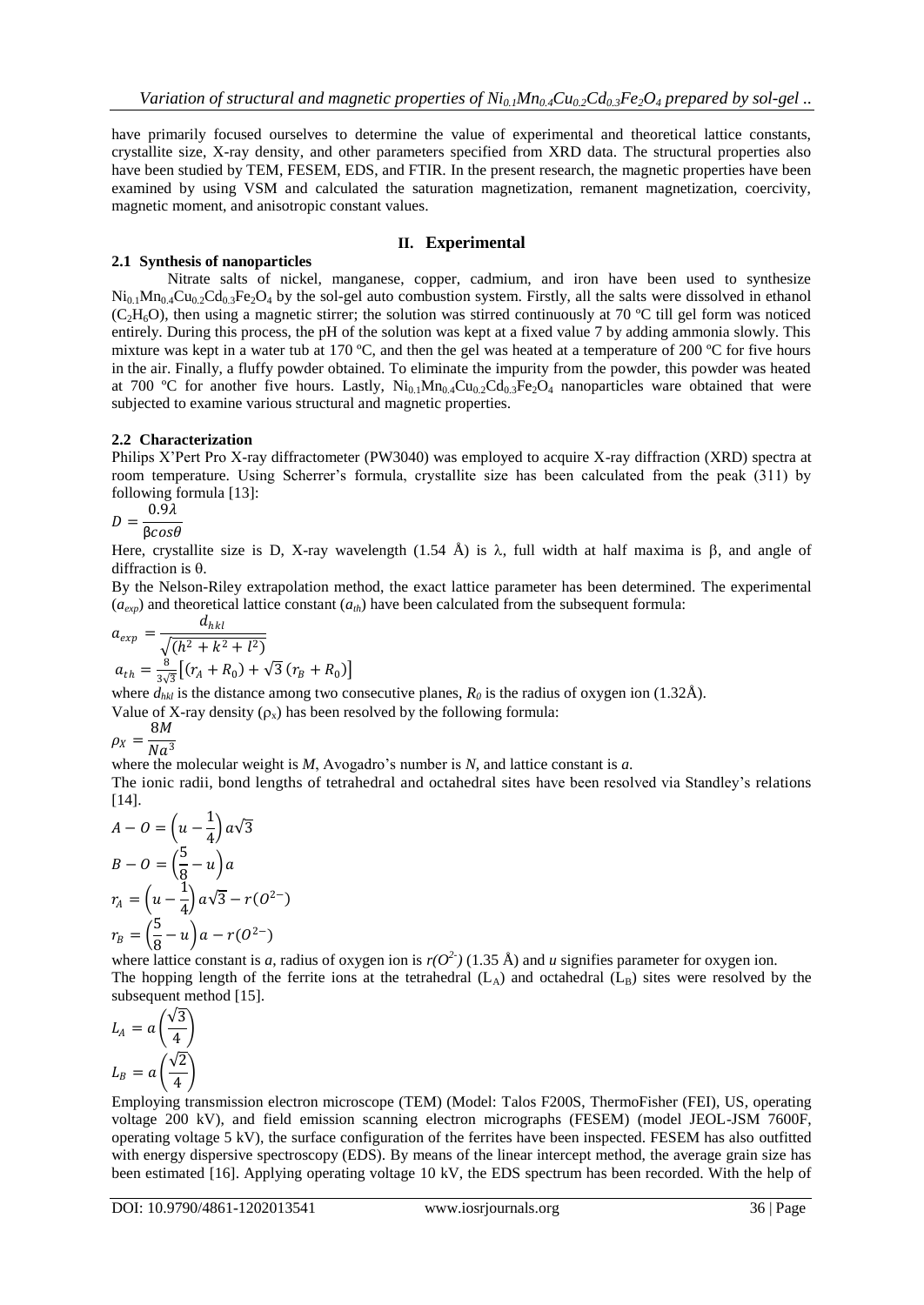have primarily focused ourselves to determine the value of experimental and theoretical lattice constants, crystallite size, X-ray density, and other parameters specified from XRD data. The structural properties also have been studied by TEM, FESEM, EDS, and FTIR. In the present research, the magnetic properties have been examined by using VSM and calculated the saturation magnetization, remanent magnetization, coercivity, magnetic moment, and anisotropic constant values.

## II. Experimental

### 2.1 Synthesis of nanoparticles

Nitrate salts of nickel, manganese, copper, cadmium, and iron have been used to synthesize $Ni_{0.1}Mn_{0.4}Cu_{0.2}Cd_{0.3}Fe_2O_4$ by the sol-gel auto combustion system. Firstly, all the salts were dissolved in ethanol ($C_2H_6O$), then using a magnetic stirrer; the solution was stirred continuously at 70 ºC till gel form was noticed entirely. During this process, the pH of the solution was kept at a fixed value 7 by adding ammonia slowly. This mixture was kept in a water tub at 170 ºC, and then the gel was heated at a temperature of 200 ºC for five hours in the air. Finally, a fluffy powder obtained. To eliminate the impurity from the powder, this powder was heated at 700 ºC for another five hours. Lastly, $Ni_{0.1}Mn_{0.4}Cu_{0.2}Cd_{0.3}Fe_2O_4$ nanoparticles ware obtained that were subjected to examine various structural and magnetic properties.

### 2.2 Characterization

Philips X'Pert Pro X-ray diffractometer (PW3040) was employed to acquire X-ray diffraction (XRD) spectra at room temperature. Using Scherrer's formula, crystallite size has been calculated from the peak (311) by following formula [13]:

$$D = \frac{0.9\lambda}{\beta cos\theta}$$

Here, crystallite size is D, X-ray wavelength (1.54 Å) is λ, full width at half maxima is β, and angle of diffraction is θ.

By the Nelson-Riley extrapolation method, the exact lattice parameter has been determined. The experimental ($a_{exp}$) and theoretical lattice constant ($a_{th}$) have been calculated from the subsequent formula:

$$a_{exp} = \frac{d_{hkl}}{\sqrt{(h^2 + k^2 + l^2)}}$$

$$a_{th} = \frac{8}{3\sqrt{3}}\left[(r_A + R_0) + \sqrt{3}\,(r_B + R_0)\right]$$

where $d_{hkl}$ is the distance among two consecutive planes, $R_0$ is the radius of oxygen ion (1.32Å).

Value of X-ray density ($\rho_x$) has been resolved by the following formula:

$$\rho_X = \frac{8M}{Na^3}$$

where the molecular weight is $M$, Avogadro's number is $N$, and lattice constant is $a$.

The ionic radii, bond lengths of tetrahedral and octahedral sites have been resolved via Standley's relations [14].

$$A - O = \left(u - \frac{1}{4}\right)a\sqrt{3}$$

$$B - O = \left(\frac{5}{8} - u\right)a$$

$$r_A = \left(u - \frac{1}{4}\right)a\sqrt{3} - r(O^{2-})$$

$$r_B = \left(\frac{5}{8} - u\right)a - r(O^{2-})$$

where lattice constant is $a$, radius of oxygen ion is $r(O^{2-})$ (1.35 Å) and $u$ signifies parameter for oxygen ion.

The hopping length of the ferrite ions at the tetrahedral ($L_A$) and octahedral ($L_B$) sites were resolved by the subsequent method [15].

$$L_A = a\left(\frac{\sqrt{3}}{4}\right)$$

$$L_B = a\left(\frac{\sqrt{2}}{4}\right)$$

Employing transmission electron microscope (TEM) (Model: Talos F200S, ThermoFisher (FEI), US, operating voltage 200 kV), and field emission scanning electron micrographs (FESEM) (model JEOL-JSM 7600F, operating voltage 5 kV), the surface configuration of the ferrites have been inspected. FESEM has also outfitted with energy dispersive spectroscopy (EDS). By means of the linear intercept method, the average grain size has been estimated [16]. Applying operating voltage 10 kV, the EDS spectrum has been recorded. With the help of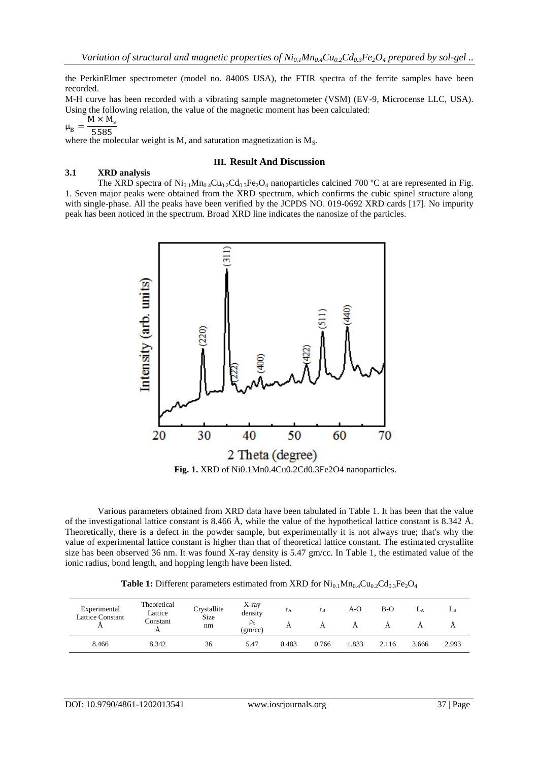the PerkinElmer spectrometer (model no. 8400S USA), the FTIR spectra of the ferrite samples have been recorded.

M-H curve has been recorded with a vibrating sample magnetometer (VSM) (EV-9, Microcense LLC, USA). Using the following relation, the value of the magnetic moment has been calculated:

$$\mu_B = \frac{M \times M_s}{5585}$$

where the molecular weight is M, and saturation magnetization is $M_S$.

## III. Result And Discussion

### 3.1 XRD analysis

The XRD spectra of $Ni_{0.1}Mn_{0.4}Cu_{0.2}Cd_{0.3}Fe_2O_4$ nanoparticles calcined 700 ºC at are represented in Fig. 1. Seven major peaks were obtained from the XRD spectrum, which confirms the cubic spinel structure along with single-phase. All the peaks have been verified by the JCPDS NO. 019-0692 XRD cards [17]. No impurity peak has been noticed in the spectrum. Broad XRD line indicates the nanosize of the particles.

**Fig. 1.** XRD of Ni0.1Mn0.4Cu0.2Cd0.3Fe2O4 nanoparticles.

Various parameters obtained from XRD data have been tabulated in Table 1. It has been that the value of the investigational lattice constant is 8.466 Å, while the value of the hypothetical lattice constant is 8.342 Å. Theoretically, there is a defect in the powder sample, but experimentally it is not always true; that's why the value of experimental lattice constant is higher than that of theoretical lattice constant. The estimated crystallite size has been observed 36 nm. It was found X-ray density is 5.47 gm/cc. In Table 1, the estimated value of the ionic radius, bond length, and hopping length have been listed.

**Table 1:** Different parameters estimated from XRD for $Ni_{0.1}Mn_{0.4}Cu_{0.2}Cd_{0.3}Fe_2O_4$

| Experimental Lattice Constant Å | Theoretical Lattice Constant Å | Crystallite Size nm | X-ray density $\rho_x$ (gm/cc) | $r_A$ Å | $r_B$ Å | A-O Å | B-O Å | $L_A$ Å | $L_B$ Å |
|---|---|---|---|---|---|---|---|---|---|
| 8.466 | 8.342 | 36 | 5.47 | 0.483 | 0.766 | 1.833 | 2.116 | 3.666 | 2.993 |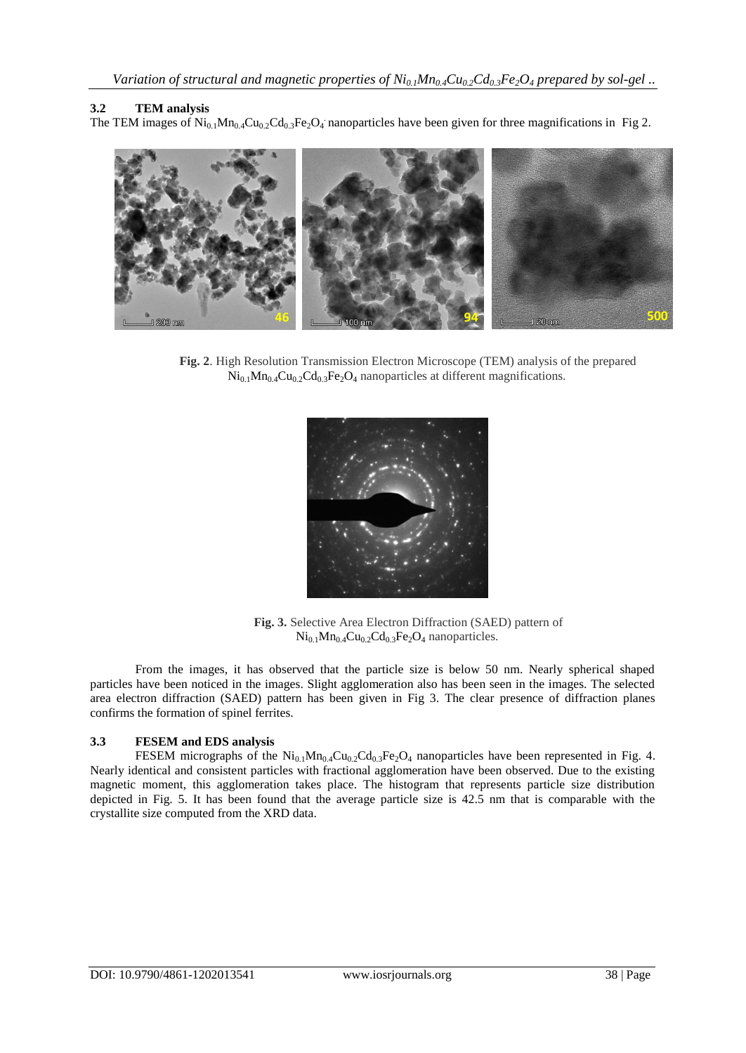### 3.2 TEM analysis

The TEM images of $Ni_{0.1}Mn_{0.4}Cu_{0.2}Cd_{0.3}Fe_2O_4$ nanoparticles have been given for three magnifications in Fig 2.

**Fig. 2**. High Resolution Transmission Electron Microscope (TEM) analysis of the prepared $Ni_{0.1}Mn_{0.4}Cu_{0.2}Cd_{0.3}Fe_2O_4$ nanoparticles at different magnifications.

**Fig. 3.** Selective Area Electron Diffraction (SAED) pattern of $Ni_{0.1}Mn_{0.4}Cu_{0.2}Cd_{0.3}Fe_2O_4$ nanoparticles.

From the images, it has observed that the particle size is below 50 nm. Nearly spherical shaped particles have been noticed in the images. Slight agglomeration also has been seen in the images. The selected area electron diffraction (SAED) pattern has been given in Fig 3. The clear presence of diffraction planes confirms the formation of spinel ferrites.

### 3.3 FESEM and EDS analysis

FESEM micrographs of the $Ni_{0.1}Mn_{0.4}Cu_{0.2}Cd_{0.3}Fe_2O_4$ nanoparticles have been represented in Fig. 4. Nearly identical and consistent particles with fractional agglomeration have been observed. Due to the existing magnetic moment, this agglomeration takes place. The histogram that represents particle size distribution depicted in Fig. 5. It has been found that the average particle size is 42.5 nm that is comparable with the crystallite size computed from the XRD data.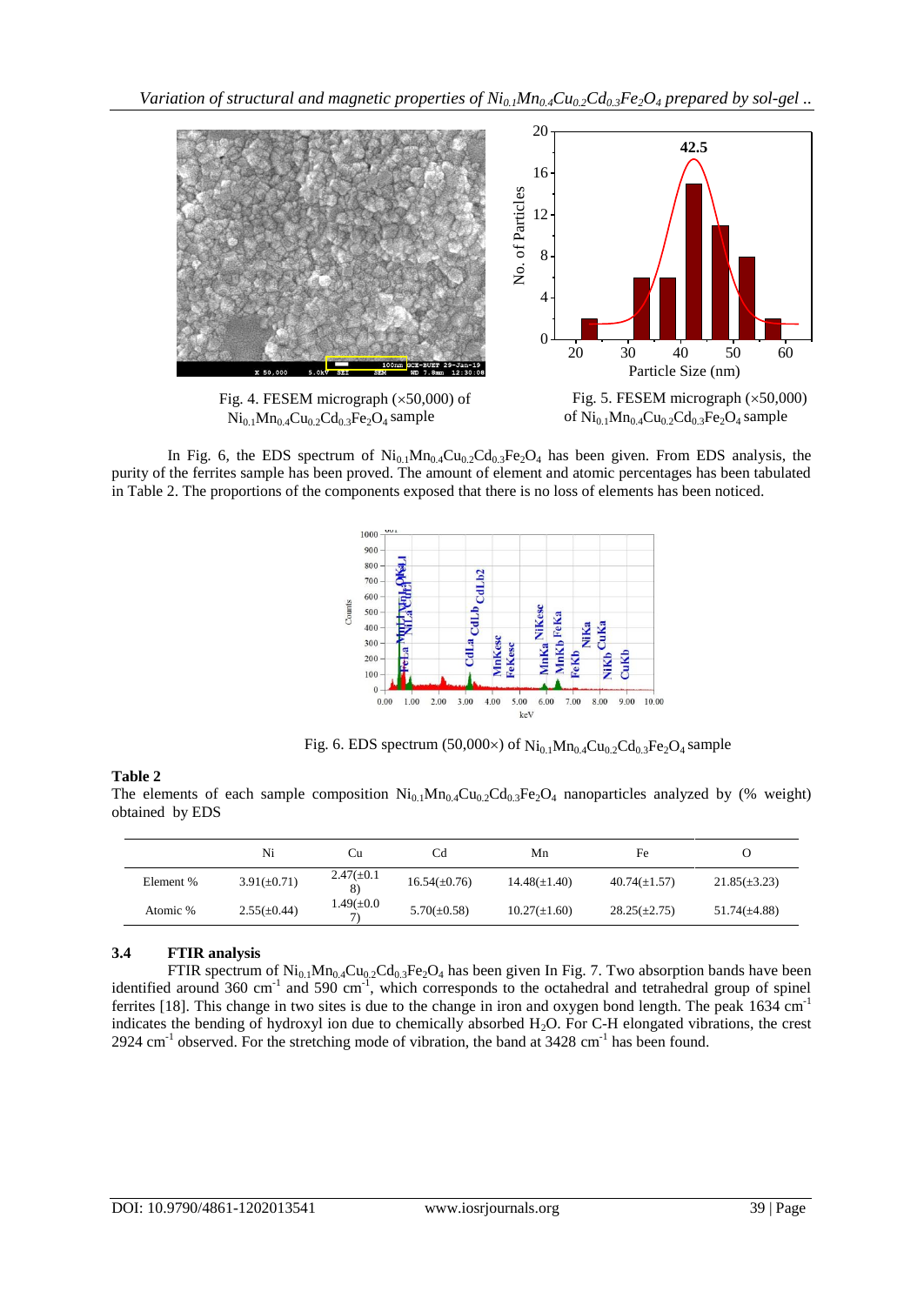Fig. 4. FESEM micrograph (×50,000) of $Ni_{0.1}Mn_{0.4}Cu_{0.2}Cd_{0.3}Fe_2O_4$ sample

Fig. 5. FESEM micrograph (×50,000) of $Ni_{0.1}Mn_{0.4}Cu_{0.2}Cd_{0.3}Fe_2O_4$ sample

In Fig. 6, the EDS spectrum of $Ni_{0.1}Mn_{0.4}Cu_{0.2}Cd_{0.3}Fe_2O_4$ has been given. From EDS analysis, the purity of the ferrites sample has been proved. The amount of element and atomic percentages has been tabulated in Table 2. The proportions of the components exposed that there is no loss of elements has been noticed.

Fig. 6. EDS spectrum (50,000×) of $Ni_{0.1}Mn_{0.4}Cu_{0.2}Cd_{0.3}Fe_2O_4$ sample

**Table 2**

The elements of each sample composition $Ni_{0.1}Mn_{0.4}Cu_{0.2}Cd_{0.3}Fe_2O_4$ nanoparticles analyzed by (% weight) obtained by EDS

| | Ni | Cu | Cd | Mn | Fe | O |
|---|---|---|---|---|---|---|
| Element % | 3.91(±0.71) | 2.47(±0.18) | 16.54(±0.76) | 14.48(±1.40) | 40.74(±1.57) | 21.85(±3.23) |
| Atomic % | 2.55(±0.44) | 1.49(±0.07) | 5.70(±0.58) | 10.27(±1.60) | 28.25(±2.75) | 51.74(±4.88) |

### 3.4 FTIR analysis

FTIR spectrum of $Ni_{0.1}Mn_{0.4}Cu_{0.2}Cd_{0.3}Fe_2O_4$ has been given In Fig. 7. Two absorption bands have been identified around 360 $cm^{-1}$ and 590 $cm^{-1}$, which corresponds to the octahedral and tetrahedral group of spinel ferrites [18]. This change in two sites is due to the change in iron and oxygen bond length. The peak 1634 $cm^{-1}$ indicates the bending of hydroxyl ion due to chemically absorbed $H_2O$. For C-H elongated vibrations, the crest 2924 $cm^{-1}$ observed. For the stretching mode of vibration, the band at 3428 $cm^{-1}$ has been found.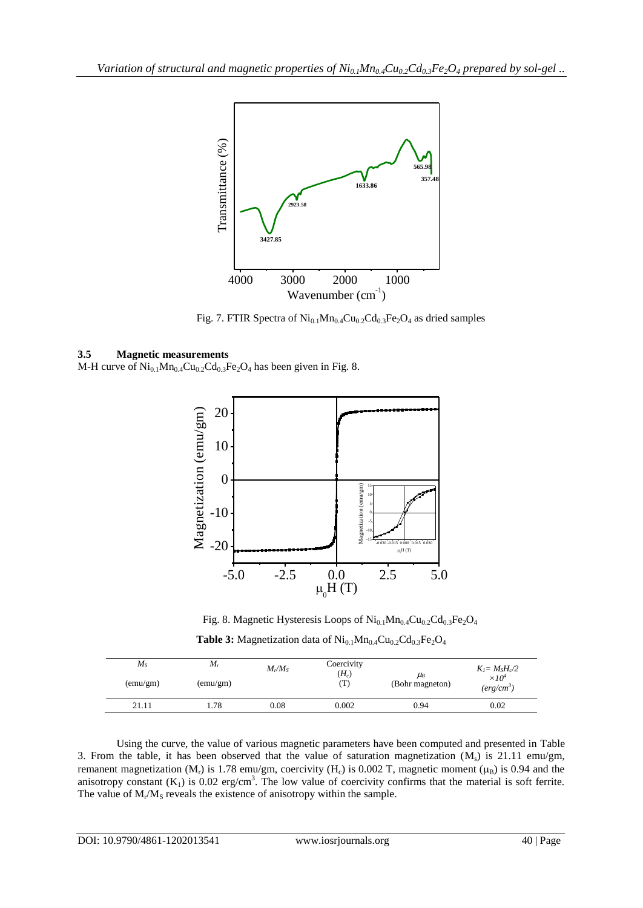Fig. 7. FTIR Spectra of $Ni_{0.1}Mn_{0.4}Cu_{0.2}Cd_{0.3}Fe_2O_4$ as dried samples

### 3.5 Magnetic measurements

M-H curve of $Ni_{0.1}Mn_{0.4}Cu_{0.2}Cd_{0.3}Fe_2O_4$ has been given in Fig. 8.

Fig. 8. Magnetic Hysteresis Loops of $Ni_{0.1}Mn_{0.4}Cu_{0.2}Cd_{0.3}Fe_2O_4$

**Table 3:** Magnetization data of $Ni_{0.1}Mn_{0.4}Cu_{0.2}Cd_{0.3}Fe_2O_4$

| $M_S$ (emu/gm) | $M_r$ (emu/gm) | $M_r/M_S$ | Coercivity ($H_c$) (T) | $\mu_B$ (Bohr magneton) | $K_1 = M_S H_c/2$ $\times 10^4$ $(erg/cm^3)$ |
|---|---|---|---|---|---|
| 21.11 | 1.78 | 0.08 | 0.002 | 0.94 | 0.02 |

Using the curve, the value of various magnetic parameters have been computed and presented in Table 3. From the table, it has been observed that the value of saturation magnetization ($M_s$) is 21.11 emu/gm, remanent magnetization ($M_r$) is 1.78 emu/gm, coercivity ($H_c$) is 0.002 T, magnetic moment ($\mu_B$) is 0.94 and the anisotropy constant ($K_1$) is 0.02 erg/cm$^3$. The low value of coercivity confirms that the material is soft ferrite. The value of $M_r/M_S$ reveals the existence of anisotropy within the sample.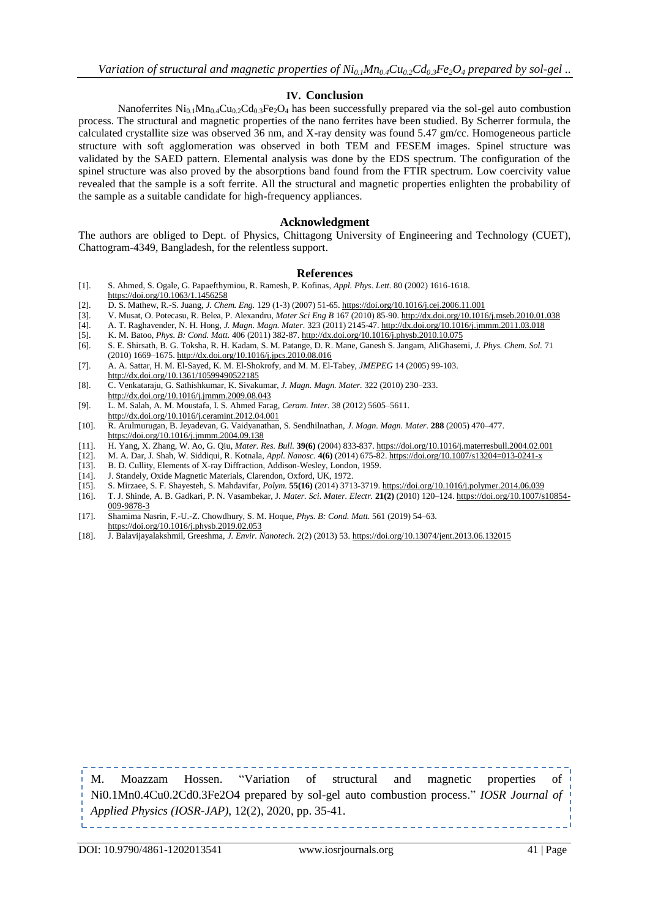## IV. Conclusion

Nanoferrites $Ni_{0.1}Mn_{0.4}Cu_{0.2}Cd_{0.3}Fe_2O_4$ has been successfully prepared via the sol-gel auto combustion process. The structural and magnetic properties of the nano ferrites have been studied. By Scherrer formula, the calculated crystallite size was observed 36 nm, and X-ray density was found 5.47 gm/cc. Homogeneous particle structure with soft agglomeration was observed in both TEM and FESEM images. Spinel structure was validated by the SAED pattern. Elemental analysis was done by the EDS spectrum. The configuration of the spinel structure was also proved by the absorptions band found from the FTIR spectrum. Low coercivity value revealed that the sample is a soft ferrite. All the structural and magnetic properties enlighten the probability of the sample as a suitable candidate for high-frequency appliances.

## Acknowledgment

The authors are obliged to Dept. of Physics, Chittagong University of Engineering and Technology (CUET), Chattogram-4349, Bangladesh, for the relentless support.

## References

[1]. S. Ahmed, S. Ogale, G. Papaefthymiou, R. Ramesh, P. Kofinas, *Appl. Phys. Lett.* 80 (2002) 1616-1618. https://doi.org/10.1063/1.1456258
[2]. D. S. Mathew, R.-S. Juang, *J. Chem. Eng.* 129 (1-3) (2007) 51-65. https://doi.org/10.1016/j.cej.2006.11.001
[3]. V. Musat, O. Potecasu, R. Belea, P. Alexandru, *Mater Sci Eng B* 167 (2010) 85-90. http://dx.doi.org/10.1016/j.mseb.2010.01.038
[4]. A. T. Raghavender, N. H. Hong, *J. Magn. Magn. Mater.* 323 (2011) 2145-47. http://dx.doi.org/10.1016/j.jmmm.2011.03.018
[5]. K. M. Batoo, *Phys. B: Cond. Matt.* 406 (2011) 382-87. http://dx.doi.org/10.1016/j.physb.2010.10.075
[6]. S. E. Shirsath, B. G. Toksha, R. H. Kadam, S. M. Patange, D. R. Mane, Ganesh S. Jangam, AliGhasemi, *J. Phys. Chem. Sol.* 71 (2010) 1669–1675. http://dx.doi.org/10.1016/j.jpcs.2010.08.016
[7]. A. A. Sattar, H. M. El-Sayed, K. M. El-Shokrofy, and M. M. El-Tabey, *JMEPEG* 14 (2005) 99-103. http://dx.doi.org/10.1361/10599490522185
[8]. C. Venkataraju, G. Sathishkumar, K. Sivakumar, *J. Magn. Magn. Mater.* 322 (2010) 230–233. http://dx.doi.org/10.1016/j.jmmm.2009.08.043
[9]. L. M. Salah, A. M. Moustafa, I. S. Ahmed Farag, *Ceram. Inter.* 38 (2012) 5605–5611. http://dx.doi.org/10.1016/j.ceramint.2012.04.001
[10]. R. Arulmurugan, B. Jeyadevan, G. Vaidyanathan, S. Sendhilnathan, *J. Magn. Magn. Mater.* **288** (2005) 470–477. https://doi.org/10.1016/j.jmmm.2004.09.138
[11]. H. Yang, X. Zhang, W. Ao, G. Qiu, *Mater. Res. Bull.* **39(6)** (2004) 833-837. https://doi.org/10.1016/j.materresbull.2004.02.001
[12]. M. A. Dar, J. Shah, W. Siddiqui, R. Kotnala, *Appl. Nanosc.* **4(6)** (2014) 675-82. https://doi.org/10.1007/s13204=013-0241-x
[13]. B. D. Cullity, Elements of X-ray Diffraction, Addison-Wesley, London, 1959.
[14]. J. Standely, Oxide Magnetic Materials, Clarendon, Oxford, UK, 1972.
[15]. S. Mirzaee, S. F. Shayesteh, S. Mahdavifar, *Polym.* **55(16)** (2014) 3713-3719. https://doi.org/10.1016/j.polymer.2014.06.039
[16]. T. J. Shinde, A. B. Gadkari, P. N. Vasambekar, J. *Mater. Sci. Mater. Electr.* **21(2)** (2010) 120–124. https://doi.org/10.1007/s10854-009-9878-3
[17]. Shamima Nasrin, F.-U.-Z. Chowdhury, S. M. Hoque, *Phys. B: Cond. Matt.* 561 (2019) 54–63. https://doi.org/10.1016/j.physb.2019.02.053
[18]. J. Balavijayalakshmil, Greeshma, *J. Envir. Nanotech.* 2(2) (2013) 53. https://doi.org/10.13074/jent.2013.06.132015

M. Moazzam Hossen. "Variation of structural and magnetic properties of Ni0.1Mn0.4Cu0.2Cd0.3Fe2O4 prepared by sol-gel auto combustion process." *IOSR Journal of Applied Physics (IOSR-JAP)*, 12(2), 2020, pp. 35-41.